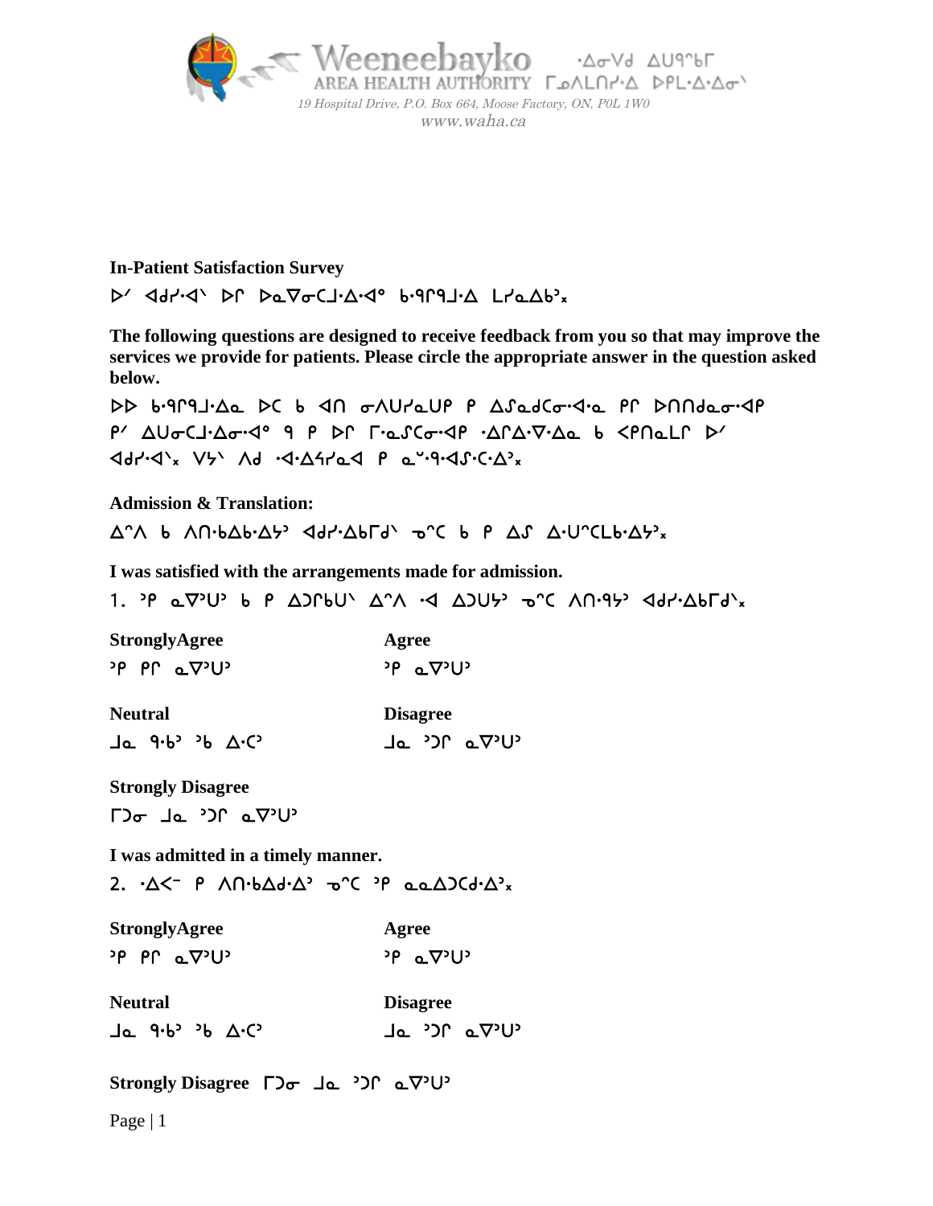Weeneebayko ᐧᐃᓂᐯᑯ ᐃᑌᑫᒥ
AREA HEALTH AUTHORITY ᒥᓄᐱᒥᑎᓯᐧᐃ ᐅᑭᒫᐧᐃᐧᐃᓂᔅ
*19 Hospital Drive, P.O. Box 664, Moose Factory, ON, P0L 1W0*
*www.waha.ca*

**In-Patient Satisfaction Survey**

ᐅᐟ ᐊᑯᓯᐧᐊᐠ ᐅᒋ ᐅᓇᐁᓂᒐᒧᐧᐃᐧᐊᐤ ᑲᐧᑫᒋᑫᒧᐧᐃ ᒪᓯᓇᐃᑲᐣᕽ

**The following questions are designed to receive feedback from you so that may improve the services we provide for patients. Please circle the appropriate answer in the question asked below.**

ᐅᐅ ᑲᐧᑫᒋᑫᒧᐧᐃᓇ ᐅᑕ ᑲ ᐊᑎ ᓂᐱᑌᓯᓇᑌᑭ ᑭ ᐃᔑᓇᑯᑕᓂᐧᐊᓇ ᑭᒋ ᐅᑎᑎᑯᓇᓂᐧᐊᑭ ᑭᐟ ᐃᑌᓂᒐᒧᐧᐃᓂᐧᐊᐤ ᑫ ᑭ ᐅᒋ ᒥᐧᓇᔑᑕᓂᐧᐊᑭ ᐧᐃᒋᐃᐧᐁᐧᐃᓇ ᑲ ᐸᑭᑎᓇᒪᒋ ᐅᐟ ᐊᑯᓯᐧᐊᐠᕽ ᐯᔕᐠ ᐱᑯ ᐧᐊᐧᐃᔦᓯᓇᐊ ᑭ ᓇᐡᐧᑫᐧᐊᔑᐧᑕᐧᐃᐣᕽ

**Admission & Translation:**

ᐃᐢᐱ ᑲ ᐱᑎᐧᑲᐃᑲᐧᐃᔣ ᐊᑯᓯᐧᐃᑲᒥᑯᐠ ᓀᐢᑕ ᑲ ᑭ ᐃᔑ ᐃᐧᑌᐢᑕᒪᑲᐧᐃᔣᕽ

**I was satisfied with the arrangements made for admission.**

1. ᐣᑭ ᓇᐁᐣᑌᐣ ᑲ ᑭ ᐃᑐᒋᑲᑌᐠ ᐃᐢᐱ ᐧᐊ ᐃᑐᑌᔣ ᓀᐢᑕ ᐱᑎᐧᑫᔣ ᐊᑯᓯᐧᐃᑲᒥᑯᐠᕽ

**StronglyAgree**
ᐣᑭ ᑭᒋ ᓇᐁᐣᑌᐣ

**Agree**
ᐣᑭ ᓇᐁᐣᑌᐣ

**Neutral**
ᒍᓇ ᑫᐧᑲᐣ ᐣᑲ ᐃᐧᑕᐣ

**Disagree**
ᒍᓇ ᐣᑐᒋ ᓇᐁᐣᑌᐣ

**Strongly Disagree**
ᒥᑐᓂ ᒍᓇ ᐣᑐᒋ ᓇᐁᐣᑌᐣ

**I was admitted in a timely manner.**

2. ᐧᐃᐸᐨ ᑭ ᐱᑎᐧᑲᐃᑯᐧᐃᐣ ᓀᐢᑕ ᐣᑭ ᓇᓇᐃᑐᑕᑯᐧᐃᐣᕽ

**StronglyAgree**
ᐣᑭ ᑭᒋ ᓇᐁᐣᑌᐣ

**Agree**
ᐣᑭ ᓇᐁᐣᑌᐣ

**Neutral**
ᒍᓇ ᑫᐧᑲᐣ ᐣᑲ ᐃᐧᑕᐣ

**Disagree**
ᒍᓇ ᐣᑐᒋ ᓇᐁᐣᑌᐣ

**Strongly Disagree** ᒥᑐᓂ ᒍᓇ ᐣᑐᒋ ᓇᐁᐣᑌᐣ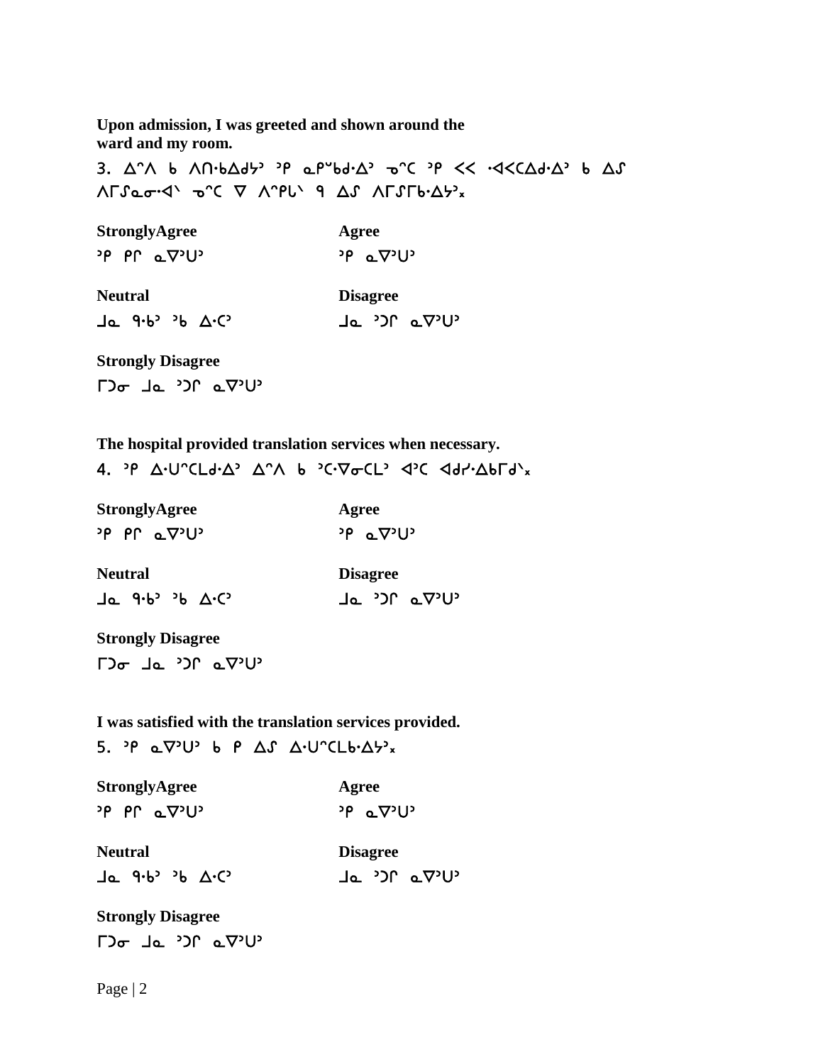**Upon admission, I was greeted and shown around the ward and my room.**

3. ᐃᐢᐱ ᑲ ᐱᑎᐧᑲᐃᑯᔭᐣ ᐣᑭ ᓇᑭᐡᑲᑯᐧᐃᐣ ᓀᐢᑕ ᐣᑭ ᐸᐸ ᐧᐊᐸᑕᐃᑯᐧᐃᐣ ᑲ ᐃᔑ ᐱᒥᔑᓇᓂᐧᐊᐠ ᓀᐢᑕ ᐁ ᐱᐢᑭᒐᐠ ᑫ ᐃᔑ ᐱᒥᔑᒥᑲᐧᐃᔭᐣᕽ

**StronglyAgree**
ᐣᑭ ᑭᒋ ᓇᐁᐣᑌᐣ

**Agree**
ᐣᑭ ᓇᐁᐣᑌᐣ

**Neutral**
ᒧᓇ ᑫᐧᑲᐣ ᐣᑲ ᐃᐧᑕᐣ

**Disagree**
ᒧᓇ ᐣᑐᒋ ᓇᐁᐣᑌᐣ

**Strongly Disagree**
ᒥᑐᓂ ᒧᓇ ᐣᑐᒋ ᓇᐁᐣᑌᐣ

**The hospital provided translation services when necessary.**

4. ᐣᑭ ᐃᐧᑌᐢᑕᒪᑯᐧᐃᐣ ᐃᐢᐱ ᑲ ᐣᑕᐧᐁᓂᑕᒪᐣ ᐊᐣᑕ ᐊᑯᓯᐧᐃᑲᒥᑯᐠᕽ

**StronglyAgree**
ᐣᑭ ᑭᒋ ᓇᐁᐣᑌᐣ

**Agree**
ᐣᑭ ᓇᐁᐣᑌᐣ

**Neutral**
ᒧᓇ ᑫᐧᑲᐣ ᐣᑲ ᐃᐧᑕᐣ

**Disagree**
ᒧᓇ ᐣᑐᒋ ᓇᐁᐣᑌᐣ

**Strongly Disagree**
ᒥᑐᓂ ᒧᓇ ᐣᑐᒋ ᓇᐁᐣᑌᐣ

**I was satisfied with the translation services provided.**

5. ᐣᑭ ᓇᐁᐣᑌᐣ ᑲ ᑭ ᐃᔑ ᐃᐧᑌᐢᑕᒪᑲᐧᐃᔭᐣᕽ

**StronglyAgree**
ᐣᑭ ᑭᒋ ᓇᐁᐣᑌᐣ

**Agree**
ᐣᑭ ᓇᐁᐣᑌᐣ

**Neutral**
ᒧᓇ ᑫᐧᑲᐣ ᐣᑲ ᐃᐧᑕᐣ

**Disagree**
ᒧᓇ ᐣᑐᒋ ᓇᐁᐣᑌᐣ

**Strongly Disagree**
ᒥᑐᓂ ᒧᓇ ᐣᑐᒋ ᓇᐁᐣᑌᐣ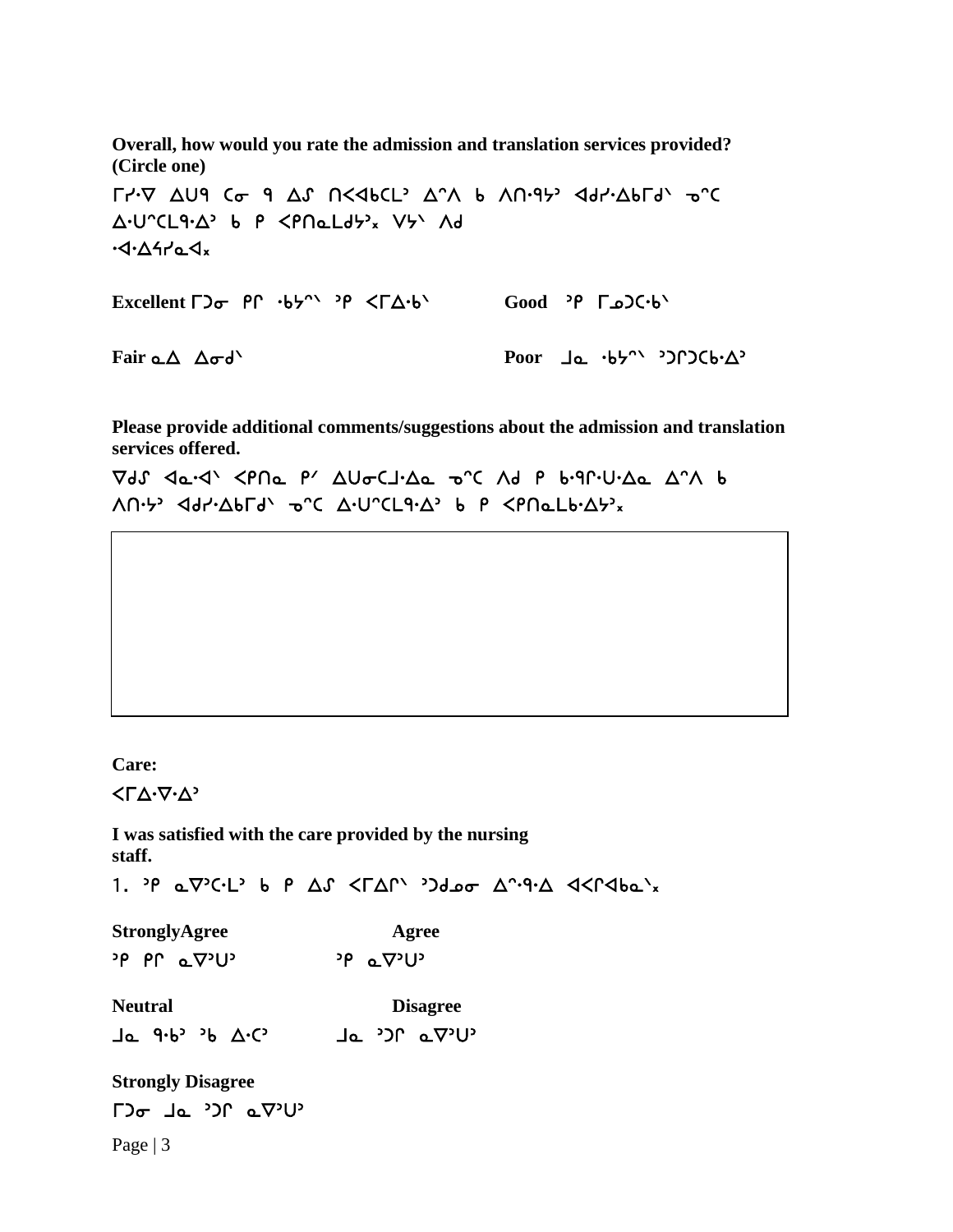**Overall, how would you rate the admission and translation services provided? (Circle one)**

ᒥᓯᐧᐁ ᐃᑌᑫ ᑕᓂ ᑫ ᐃᔑ ᑎᐸᐊᑲᒪᐣ ᐃᐢᐱ ᑲ ᐱᑎᐧᑫᔭᐣ ᐊᑯᓯᐧᐃᑲᒥᑯᐠ ᓄᐢᑕ ᐃᐧᑌᐢᑕᒪᑫᐧᐃᐣ ᑲ ᑭ ᐸᑭᑎᓇᒪᑯᔭᐣ᙮ ᐯᔭᐠ ᐱᑯ ᐧᐊᐧᐃᓭᓯᓇᐊ᙮

**Excellent** ᒥ�QLᓂ ᑭᒋ ᐧᑲᔭᐢᐠ ᐣᑭ ᐸᒥᐃᐧᑲᐠ **Good** ᐣᑭ ᒥᓄᑐᑕᐧᑲᐠ

**Fair** ᓇᐃ ᐃᓂᑯᐠ **Poor** ᒨᓇ ᐧᑲᔭᐢᐠ ᐣᑐᒋᑐᑕᐧᑲᐧᐃᐣ

**Please provide additional comments/suggestions about the admission and translation services offered.**

ᐁᑯᔑ ᐊᓇᐧᐊᐠ ᐸᑭᑎᓇ ᑭᐟ ᐃᑌᓂᑕᒧᐧᐃᓇ ᓄᐢᑕ ᐱᑯ ᑭ ᑲᐧᑫᒋᐧᑌᐧᐃᓇ ᐃᐢᐱ ᑲ ᐱᑎᐧᔭᐣ ᐊᑯᓯᐧᐃᑲᒥᑯᐠ ᓄᐢᑕ ᐃᐧᑌᐢᑕᒪᑫᐧᐃᐣ ᑲ ᑭ ᐸᑭᑎᓇᒪᑲᐧᐃᔭᐣ᙮

**Care:**

ᐸᒥᐃᐧᐁᐧᐃᐣ

**I was satisfied with the care provided by the nursing staff.**

1. ᐣᑭ ᓇᐁᐣᑕᐧᒪᐣ ᑲ ᑭ ᐃᔑ ᐸᒥᐃᒋᐠ ᐣᑐᑯᓅᓂ ᐃᐢᐧᑫᐧᐃ ᐊᐸᒋᐊᑲᓇᐠ᙮

**StronglyAgree** ᐣᑭ ᑭᒋ ᓇᐁᐣᑌᐣ

**Agree** ᐣᑭ ᓇᐁᐣᑌᐣ

**Neutral** ᒨᓇ ᑫᐧᑲᐣ ᐣᑲ ᐃᐧᑕᐣ

**Disagree** ᒨᓇ ᐣᑐᒋ ᓇᐁᐣᑌᐣ

**Strongly Disagree** ᒥᑐᓂ ᒨᓇ ᐣᑐᒋ ᓇᐁᐣᑌᐣ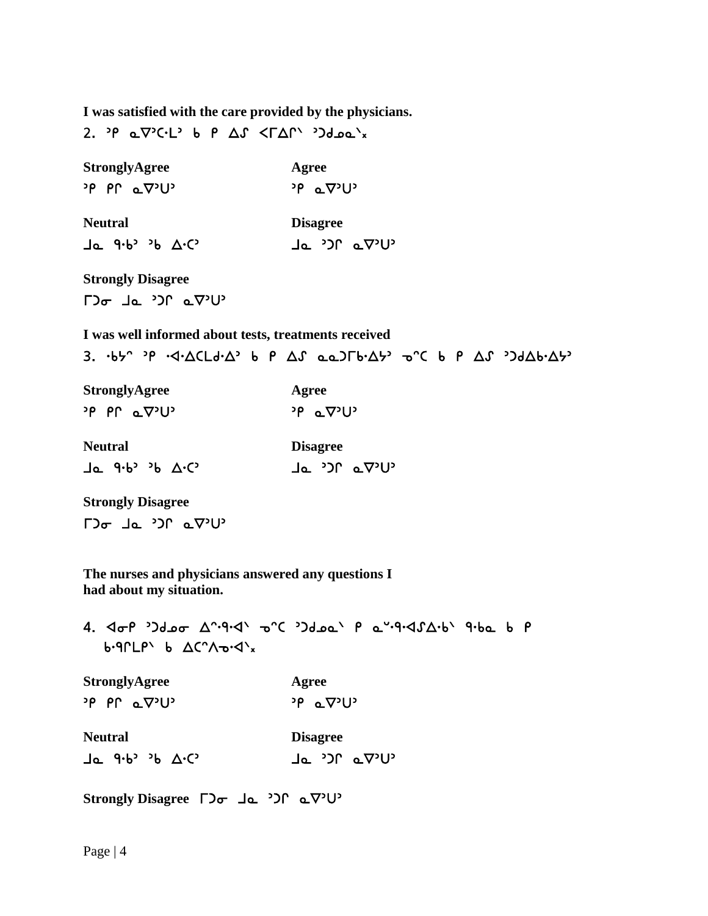**I was satisfied with the care provided by the physicians.**

2. ᐤᑭ ᓇᐁᐤᑕᐧᓚᐤ ᑲ ᑭ ᐃᔑ ᐸᒥᐃᒋᐊ ᐤᑐᑯᓄᓇᐊᕽ

**StronglyAgree**
ᐤᑭ ᑭᒋ ᓇᐁᐤᑌᐤ

**Agree**
ᐤᑭ ᓇᐁᐤᑌᐤ

**Neutral**
ᒧᓇ ᑫᐧᑲᐤ ᐤᑲ ᐃᐧᑕᐤ

**Disagree**
ᒧᓇ ᐤᑐᒋ ᓇᐁᐤᑌᐤ

**Strong Disagree**
ᒥᑐᓂ ᒧᓇ ᐤᑐᒋ ᓇᐁᐤᑌᐤ

**I was well informed about tests, treatments received**

3. ᐧᑲᔭᐢ ᐤᑭ ᐧᐊᐧᐃᑕᒪᑯᐧᐃᐤ ᑲ ᑭ ᐃᔑ ᓇᓇᑐᒥᑲᐧᐃᔭᐤ ᓀᐢᑕ ᑲ ᑭ ᐃᔑ ᐤᑐᑯᐃᑲᐧᐃᔭᐤ

**StronglyAgree**
ᐤᑭ ᑭᒋ ᓇᐁᐤᑌᐤ

**Agree**
ᐤᑭ ᓇᐁᐤᑌᐤ

**Neutral**
ᒧᓇ ᑫᐧᑲᐤ ᐤᑲ ᐃᐧᑕᐤ

**Disagree**
ᒧᓇ ᐤᑐᒋ ᓇᐁᐤᑌᐤ

**Strong Disagree**
ᒥᑐᓂ ᒧᓇ ᐤᑐᒋ ᓇᐁᐤᑌᐤ

**The nurses and physicians answered any questions I had about my situation.**

4. ᐊᓂᑭ ᐤᑐᑯᓄᓂ ᐃᐢᐧᑫᐧᐊᐠ ᓀᐢᑕ ᐤᑐᑯᓄᓇᐠ ᑭ ᓇᐡᐧᑫᐧᐊᔑᐃᐧᑲᐠ ᑫᐧᑲᓇ ᑲ ᑭ ᑲᐧᑫᒋᒪᑭᐠ ᑲ ᐃᑕᐢᐱᓀᐧᐊᕽ

**StronglyAgree**
ᐤᑭ ᑭᒋ ᓇᐁᐤᑌᐤ

**Agree**
ᐤᑭ ᓇᐁᐤᑌᐤ

**Neutral**
ᒧᓇ ᑫᐧᑲᐤ ᐤᑲ ᐃᐧᑕᐤ

**Disagree**
ᒧᓇ ᐤᑐᒋ ᓇᐁᐤᑌᐤ

**Strongly Disagree** ᒥᑐᓂ ᒧᓇ ᐤᑐᒋ ᓇᐁᐤᑌᐤ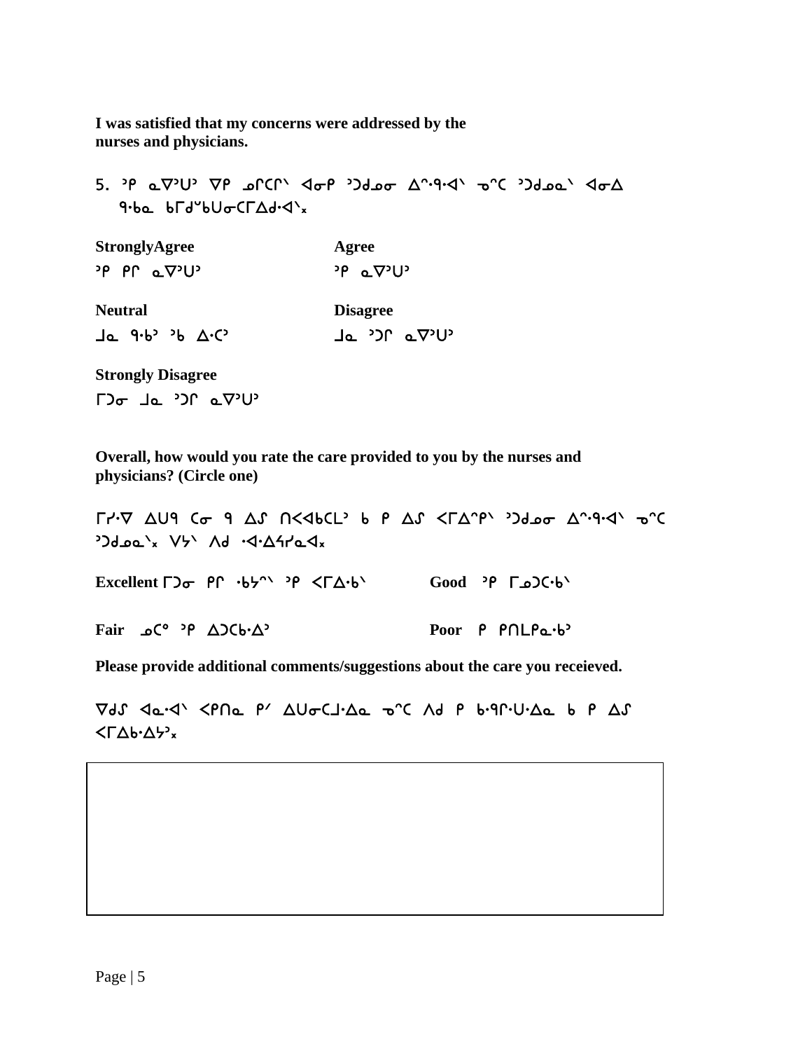**I was satisfied that my concerns were addressed by the nurses and physicians.**

5. ᐨᑭ ᓇᐁᐨᑌᐨ ᐁᑭ ᓄᒋᑕᒋᐠ ᐊᓂᑭ ᐨᑐᑯᓄᓂ ᐃᐢᑫᐘᐠ ᓀᐢᑕ ᐨᑐᑯᓄᓇᐠ ᐊᓂᐃ ᑫᑲᓇ ᑲᒥᑯᐡᑲᑌᓂᑕᒥᐃᑯᐘᐠᕽ

| **StronglyAgree** | **Agree** |
| --- | --- |
| ᐨᑭ ᑭᒋ ᓇᐁᐨᑌᐨ | ᐨᑭ ᓇᐁᐨᑌᐨ |
| **Neutral** | **Disagree** |
| ᒧᓇ ᑫᑲᐨ ᐨᑲ ᐃᑕᐨ | ᒧᓇ ᐨᑐᒋ ᓇᐁᐨᑌᐨ |
| **Strongly Disagree** | |
| ᒥᑐᓂ ᒧᓇ ᐨᑐᒋ ᓇᐁᐨᑌᐨ | |

**Overall, how would you rate the care provided to you by the nurses and physicians? (Circle one)**

ᒥᓯᐁ ᐃᑌᑫ ᑕᓂ ᑫ ᐃᔑ ᑎᐸᐊᑲᑕᒪᐨ ᑲ ᑭ ᐃᔑ ᐸᒥᐃᐢᑭᐠ ᐨᑐᑯᓄᓂ ᐃᐢᑫᐘᐠ ᓀᐢᑕ ᐨᑐᑯᓄᓇᐠᕽ ᐯᔭᐠ ᐱᑯ ᐘᐃᔦᓯᓇᐊᕽ

**Excellent** ᒥᑐᓂ ᑭᒋ ᐘᔭᐢᐠ ᐨᑭ ᐸᒥᐃᑲᐠ  **Good** ᐨᑭ ᒥᓄᑐᑕᑲᐠ

**Fair** ᓄᑕᐤ ᐨᑭ ᐃᑐᑕᑲᐃᐨ  **Poor** ᑭ ᑭᑎᒪᑭᓇᑲᐨ

**Please provide additional comments/suggestions about the care you receieved.**

ᐁᑯᔑ ᐊᓇᐘᐠ ᐸᑭᑎᓇ ᑭᐟ ᐃᑌᓂᑕᒧᐃᓇ ᓀᐢᑕ ᐱᑯ ᑭ ᑲᑫᒋᑌᐃᓇ ᑲ ᑭ ᐃᔑ ᐸᒥᐃᑲᐃᔭᐨᕽ

| |
| --- |
| |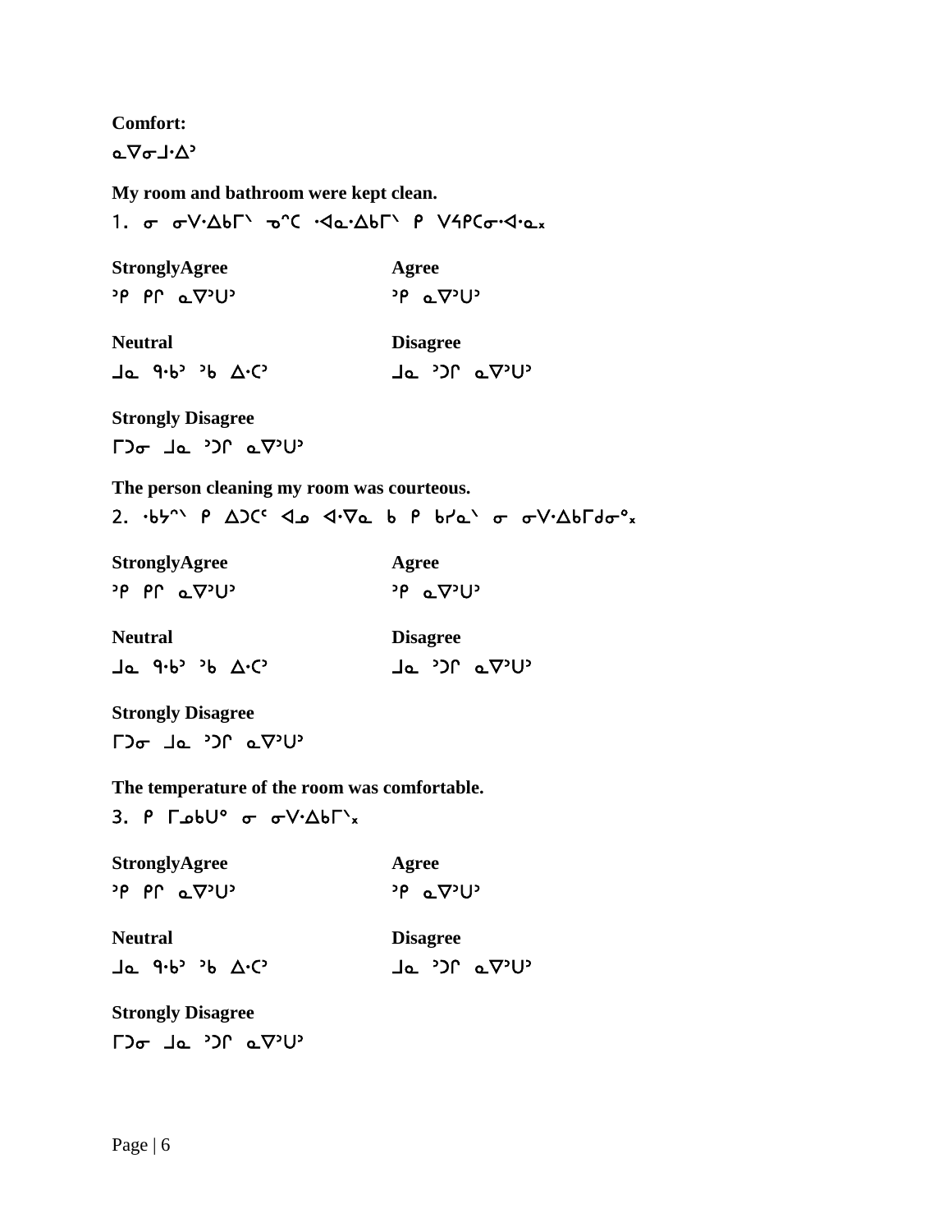**Comfort:**

ᓇᐁᓂᒧᐧᐃᐣ

**My room and bathroom were kept clean.**

1. ᓂ ᓂᐯᐧᐃᑲᒥᐠ ᓀᐢᑕ ᐧᐊᓇᐧᐃᑲᒥᐠ ᑭ ᐯᓭᑭᑕᓂᐧᐊᐧᓇᕽ

**StronglyAgree**

ᐣᑭ ᑭᒋ ᓇᐁᐣᑌᐣ

**Agree**

ᐣᑭ ᓇᐁᐣᑌᐣ

**Neutral**

ᒧᓇ ᑫᐧᑲᐣ ᐣᑲ ᐃᐧᑕᐣ

**Disagree**

ᒧᓇ ᐣᑐᒋ ᓇᐁᐣᑌᐣ

**Strongly Disagree**

ᒥᑐᓂ ᒧᓇ ᐣᑐᒋ ᓇᐁᐣᑌᐣ

**The person cleaning my room was courteous.**

2. ᐧᑲᔭᐢᐠ ᑭ ᐃᑐᑕᑦ ᐊᓄ ᐊᐧᐁᓇ ᑲ ᑭ ᑲᓯᓇᐠ ᓂ ᓂᐯᐧᐃᑲᒥᑯᓂᐤᕽ

**StronglyAgree**

ᐣᑭ ᑭᒋ ᓇᐁᐣᑌᐣ

**Agree**

ᐣᑭ ᓇᐁᐣᑌᐣ

**Neutral**

ᒧᓇ ᑫᐧᑲᐣ ᐣᑲ ᐃᐧᑕᐣ

**Disagree**

ᒧᓇ ᐣᑐᒋ ᓇᐁᐣᑌᐣ

**Strongly Disagree**

ᒥᑐᓂ ᒧᓇ ᐣᑐᒋ ᓇᐁᐣᑌᐣ

**The temperature of the room was comfortable.**

3. ᑭ ᒥᓄᑲᑌᐤ ᓂ ᓂᐯᐧᐃᑲᒥᐠᕽ

**StronglyAgree**

ᐣᑭ ᑭᒋ ᓇᐁᐣᑌᐣ

**Agree**

ᐣᑭ ᓇᐁᐣᑌᐣ

**Neutral**

ᒧᓇ ᑫᐧᑲᐣ ᐣᑲ ᐃᐧᑕᐣ

**Disagree**

ᒧᓇ ᐣᑐᒋ ᓇᐁᐣᑌᐣ

**Strongly Disagree**

ᒥᑐᓂ ᒧᓇ ᐣᑐᒋ ᓇᐁᐣᑌᐣ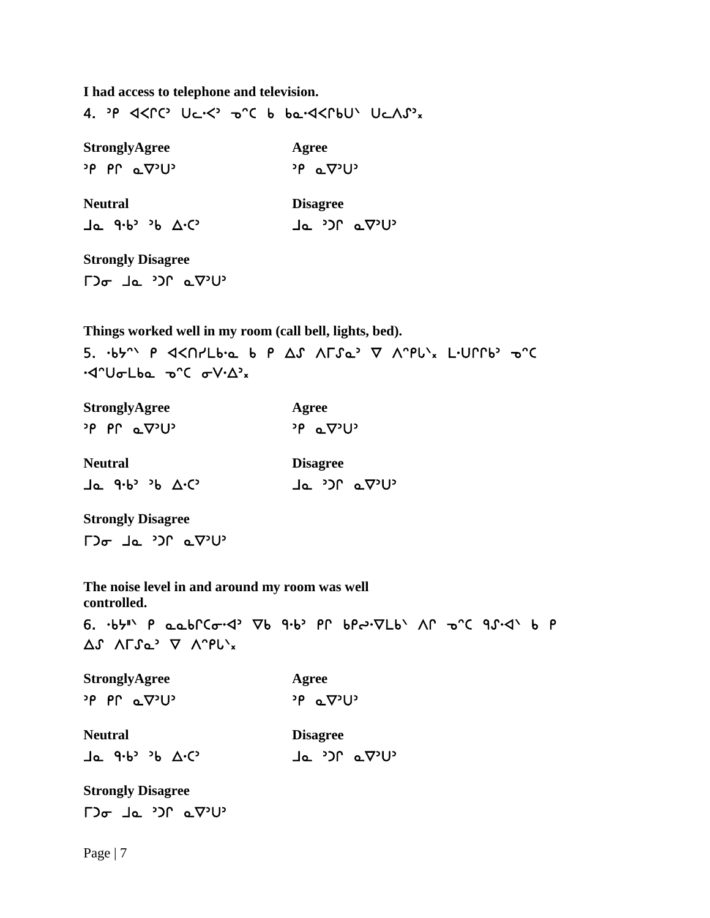**I had access to telephone and television.**

4. ᐣᑭ ᐊᐸᒋᑕᐣ ᑌᓚᐧᐸᐣ ᓀᐢᑕ ᑲ ᑲᓇᐧᐊᐸᒋᑲᑌᐠ ᑌᓚᐱᔑᐣᕽ

| | |
|---|---|
| **StronglyAgree** | **Agree** |
| ᐣᑭ ᑭᒋ ᓇᐁᐣᑌᐣ | ᐣᑭ ᓇᐁᐣᑌᐣ |
| **Neutral** | **Disagree** |
| ᒧᓇ ᑫᐧᑲᐣ ᐣᑲ ᐃᐧᑕᐣ | ᒧᓇ ᐣᑐᒋ ᓇᐁᐣᑌᐣ |
| **Strongly Disagree** | |
| ᒥᑐᓂ ᒧᓇ ᐣᑐᒋ ᓇᐁᐣᑌᐣ | |

**Things worked well in my room (call bell, lights, bed).**

5. ᐧᑲᔦᐢᐠ ᑭ ᐊᐸᑎᓯᒪᑲᐧᓇ ᑲ ᑭ ᐃᔑ ᐱᒥᔑᓇᐣ ᐁ ᐱᐢᑭᓚᐠᕽ ᒪᐧᑌᒋᒋᑲᐣ ᓀᐢᑕ ᐧᐊᐢᑌᓂᒪᑲᓇ ᓀᐢᑕ ᓂᐯᐧᐃᐣᕽ

| | |
|---|---|
| **StronglyAgree** | **Agree** |
| ᐣᑭ ᑭᒋ ᓇᐁᐣᑌᐣ | ᐣᑭ ᓇᐁᐣᑌᐣ |
| **Neutral** | **Disagree** |
| ᒧᓇ ᑫᐧᑲᐣ ᐣᑲ ᐃᐧᑕᐣ | ᒧᓇ ᐣᑐᒋ ᓇᐁᐣᑌᐣ |
| **Strongly Disagree** | |
| ᒥᑐᓂ ᒧᓇ ᐣᑐᒋ ᓇᐁᐣᑌᐣ | |

**The noise level in and around my room was well controlled.**

6. ᐧᑲᔦ"ᐠ ᑭ ᓇᓇᑲᒋᑕᓂᐧᐊᐣ ᐁᑲ ᑫᐧᑲᐣ ᑭᒋ ᑲᑭᓂᐧᐁᒪᑲᐠ ᐱᒋ ᓀᐢᑕ ᑫᔑᐧᐊᐠ ᑲ ᑭ ᐃᔑ ᐱᒥᔑᓇᐣ ᐁ ᐱᐢᑭᓚᐠᕽ

| | |
|---|---|
| **StronglyAgree** | **Agree** |
| ᐣᑭ ᑭᒋ ᓇᐁᐣᑌᐣ | ᐣᑭ ᓇᐁᐣᑌᐣ |
| **Neutral** | **Disagree** |
| ᒧᓇ ᑫᐧᑲᐣ ᐣᑲ ᐃᐧᑕᐣ | ᒧᓇ ᐣᑐᒋ ᓇᐁᐣᑌᐣ |
| **Strongly Disagree** | |
| ᒥᑐᓂ ᒧᓇ ᐣᑐᒋ ᓇᐁᐣᑌᐣ | |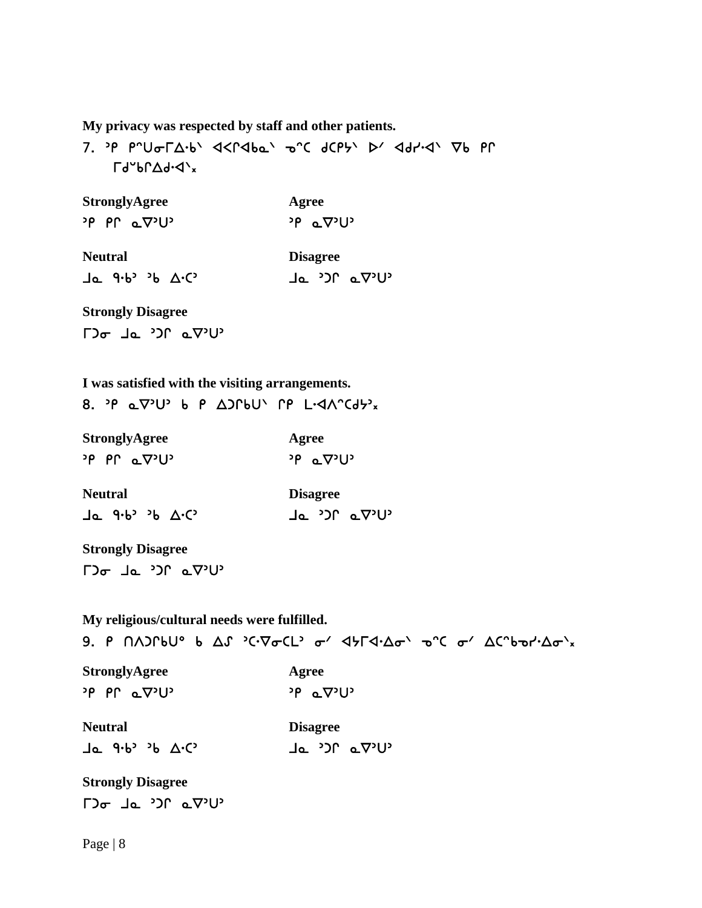**My privacy was respected by staff and other patients.**

7. ᐣᑭ ᑭᐢᑌᓂᒥᐃᐧᑲᐠ ᐊᐸᕿᐊᑲᓇᐠ ᓀᐢᑕ ᑯᑕᑭᔭᐠ ᐅᐟ ᐊᑯᓯᐧᐊᐠ ᐁᑲ ᑭᕿ ᒥᑯᑲᕿᐃᑯᐧᐊᐠ᙮

| **StronglyAgree** | **Agree** |
|---|---|
| ᐣᑭ ᑭᕿ ᓇᐁᐣᑌᐣ | ᐣᑭ ᓇᐁᐣᑌᐣ |
| **Neutral** | **Disagree** |
| ᒍᓇ ᑫᐧᑲᐣ ᐣᑲ ᐃᐧᑕᐣ | ᒍᓇ ᐣᑐᕿ ᓇᐁᐣᑌᐣ |
| **Strongly Disagree** | |
| ᒥᑐᓂ ᒍᓇ ᐣᑐᕿ ᓇᐁᐣᑌᐣ | |

**I was satisfied with the visiting arrangements.**

8. ᐣᑭ ᓇᐁᐣᑌᐣ ᑲ ᑭ ᐃᑐᕿᑲᑌᐠ ᕿᑭ ᒪᐧᐊᐱᐢᑕᑯᔭᐣ᙮

| **StronglyAgree** | **Agree** |
|---|---|
| ᐣᑭ ᑭᕿ ᓇᐁᐣᑌᐣ | ᐣᑭ ᓇᐁᐣᑌᐣ |
| **Neutral** | **Disagree** |
| ᒍᓇ ᑫᐧᑲᐣ ᐣᑲ ᐃᐧᑕᐣ | ᒍᓇ ᐣᑐᕿ ᓇᐁᐣᑌᐣ |
| **Strongly Disagree** | |
| ᒥᑐᓂ ᒍᓇ ᐣᑐᕿ ᓇᐁᐣᑌᐣ | |

**My religious/cultural needs were fulfilled.**

9. ᑭ ᑎᐱᑐᕿᑲᑌᐤ ᑲ ᐃᔑ ᐣᑕᐧᐁᓂᑕᒪᐣ ᓂᐟ ᐊᔭᒥᐊᐧᐃᓂᐠ ᓀᐢᑕ ᓂᐟ ᐃᑕᐢᑲᓄᓯᐧᐃᓂᐠ᙮

| **StronglyAgree** | **Agree** |
|---|---|
| ᐣᑭ ᑭᕿ ᓇᐁᐣᑌᐣ | ᐣᑭ ᓇᐁᐣᑌᐣ |
| **Neutral** | **Disagree** |
| ᒍᓇ ᑫᐧᑲᐣ ᐣᑲ ᐃᐧᑕᐣ | ᒍᓇ ᐣᑐᕿ ᓇᐁᐣᑌᐣ |
| **Strongly Disagree** | |
| ᒥᑐᓂ ᒍᓇ ᐣᑐᕿ ᓇᐁᐣᑌᐣ | |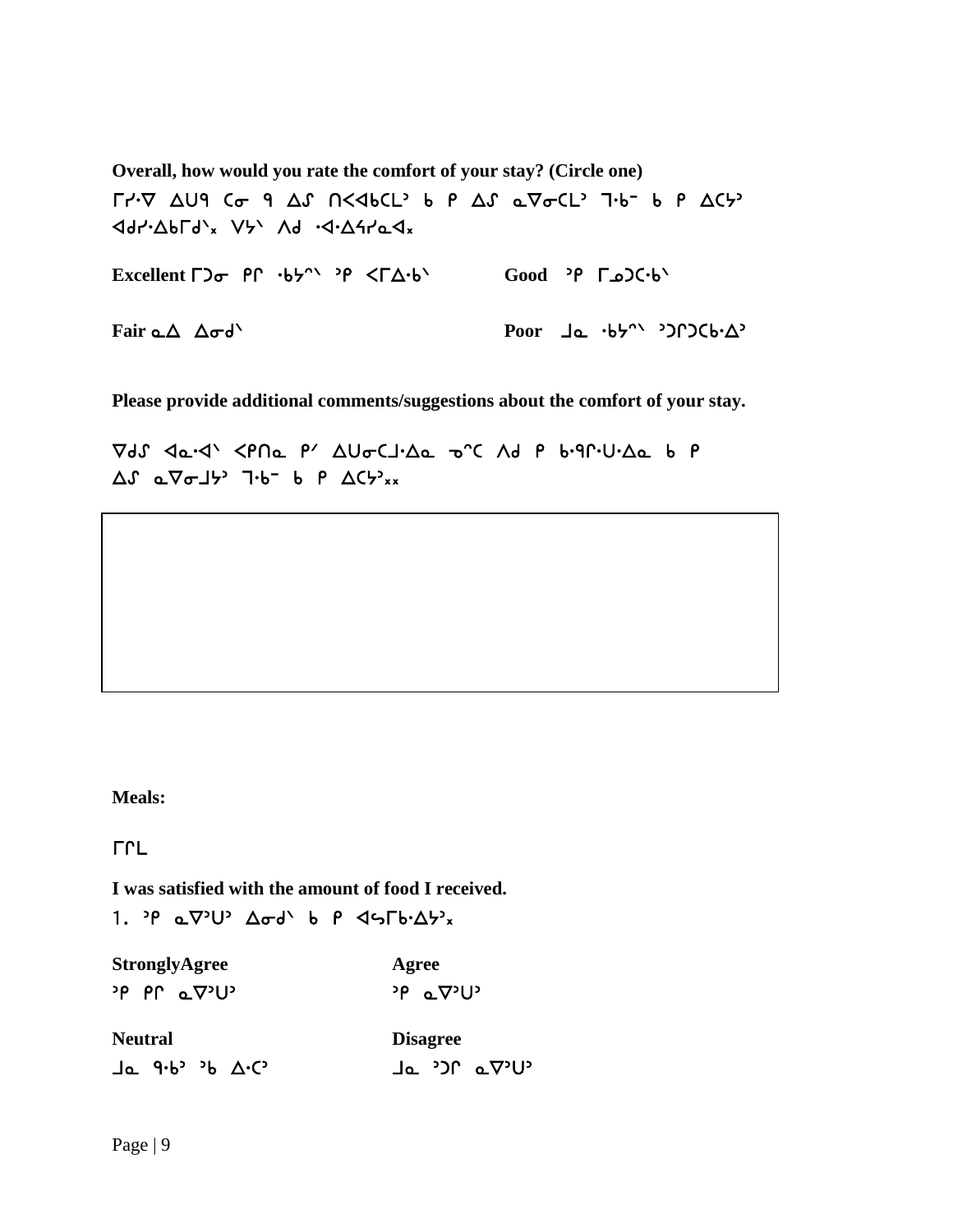**Overall, how would you rate the comfort of your stay? (Circle one)**

ᒥᓯᐌ ᐃᑌᑫ ᑕᓂ ᑫ ᐃᔑ ᑎᐸᐊᑲᑕᒪᐣ ᑲ ᑭ ᐃᔑ ᓇᐁᓂᑕᒪᐣ ᒣᑳᐨ ᑲ ᑭ ᐃᑕᔮᐣ ᐊᑯᓯᐍᑲᒥᑯᐠ᙮ ᐯᔭᐠ ᐱᑯ ᐚᐏᔦᓯᓇᐊ᙮

**Excellent** ᒥᑐᓂ ᑭᒋ ᐘᔭᐢᐠ ᐣᑭ ᐸᒥᐍᑳᐠ

**Good** ᐣᑭ ᒥᓅᑕᑳᐠ

**Fair** ᓇᐃ ᐃᓂᑯᐠ

**Poor** ᒨᓇ ᐘᔭᐢᐠ ᐣᑐᒋᑐᑕᑳᐍᐣ

**Please provide additional comments/suggestions about the comfort of your stay.**

ᐁᑯᔑ ᐊᓇᐙᐠ ᐸᑭᑎᓇ ᑭᐟ ᐃᑌᓂᑕᒨᐃᓇ ᓃᐢᑕ ᐱᑯ ᑭ ᑳᑫᒋᐑᐍᓇ ᑲ ᑭ ᐃᔑ ᓇᐁᓂᒨᔮᐣ ᒣᑳᐨ ᑲ ᑭ ᐃᑕᔮᐣ᙮᙮

| |
|---|
| |

**Meals:**

ᒥᒋᒪ

**I was satisfied with the amount of food I received.**

1. ᐣᑭ ᓇᐁᐣᑌᐣ ᐃᓂᑯᐠ ᑲ ᑭ ᐊᓴᒥᑳᐍᔮᐣ᙮

**StronglyAgree**
ᐣᑭ ᑭᒋ ᓇᐁᐣᑌᐣ

**Agree**
ᐣᑭ ᓇᐁᐣᑌᐣ

**Neutral**
ᒨᓇ ᑫᑳᐣ ᐣᑲ ᐃᐘᐣ

**Disagree**
ᒨᓇ ᐣᑐᒋ ᓇᐁᐣᑌᐣ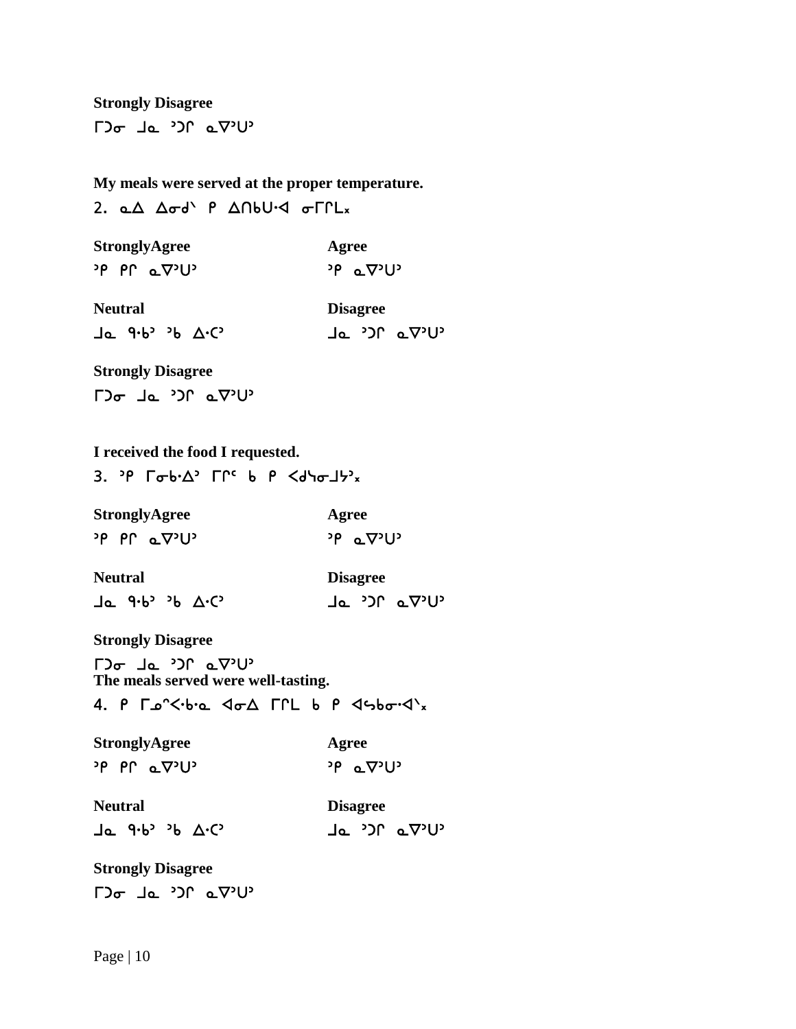**Strongly Disagree**

ᒥᑐᓂ ᒧᓇ ᐣᑐᑦ ᓇᐁᐣᑌᐣ

**My meals were served at the proper temperature.**

2. ᓇᐃ ᐃᓂᑯᐠ ᑭ ᐃᑎᑲᑌᐧᐊ ᓂᒥᑦᒪᕽ

**StronglyAgree**

ᐣᑭ ᑭᑦ ᓇᐁᐣᑌᐣ

**Agree**

ᐣᑭ ᓇᐁᐣᑌᐣ

**Neutral**

ᒧᓇ ᑫᐧᑲᐣ ᐣᑲ ᐃᐧᑕᐣ

**Disagree**

ᒧᓇ ᐣᑐᑦ ᓇᐁᐣᑌᐣ

**Strongly Disagree**

ᒥᑐᓂ ᒧᓇ ᐣᑐᑦ ᓇᐁᐣᑌᐣ

**I received the food I requested.**

3. ᐣᑭ ᒥᓂᑲᐧᐃᐣ ᒥᒋᐨ ᑲ ᑭ ᐸᑯᓭᓂᒧᔮᐣᕽ

**StronglyAgree**

ᐣᑭ ᑭᑦ ᓇᐁᐣᑌᐣ

**Agree**

ᐣᑭ ᓇᐁᐣᑌᐣ

**Neutral**

ᒧᓇ ᑫᐧᑲᐣ ᐣᑲ ᐃᐧᑕᐣ

**Disagree**

ᒧᓇ ᐣᑐᑦ ᓇᐁᐣᑌᐣ

**Strongly Disagree**

ᒥᑐᓂ ᒧᓇ ᐣᑐᑦ ᓇᐁᐣᑌᐣ

**The meals served were well-tasting.**

4. ᑭ ᒥᓄᐢᐸᐧᑲᐧᓇ ᐊᓂᐃ ᒥᒋᒪ ᑲ ᑭ ᐊᓴᑲᓂᐧᐊᐠᕽ

**StronglyAgree**

ᐣᑭ ᑭᑦ ᓇᐁᐣᑌᐣ

**Agree**

ᐣᑭ ᓇᐁᐣᑌᐣ

**Neutral**

ᒧᓇ ᑫᐧᑲᐣ ᐣᑲ ᐃᐧᑕᐣ

**Disagree**

ᒧᓇ ᐣᑐᑦ ᓇᐁᐣᑌᐣ

**Strongly Disagree**

ᒥᑐᓂ ᒧᓇ ᐣᑐᑦ ᓇᐁᐣᑌᐣ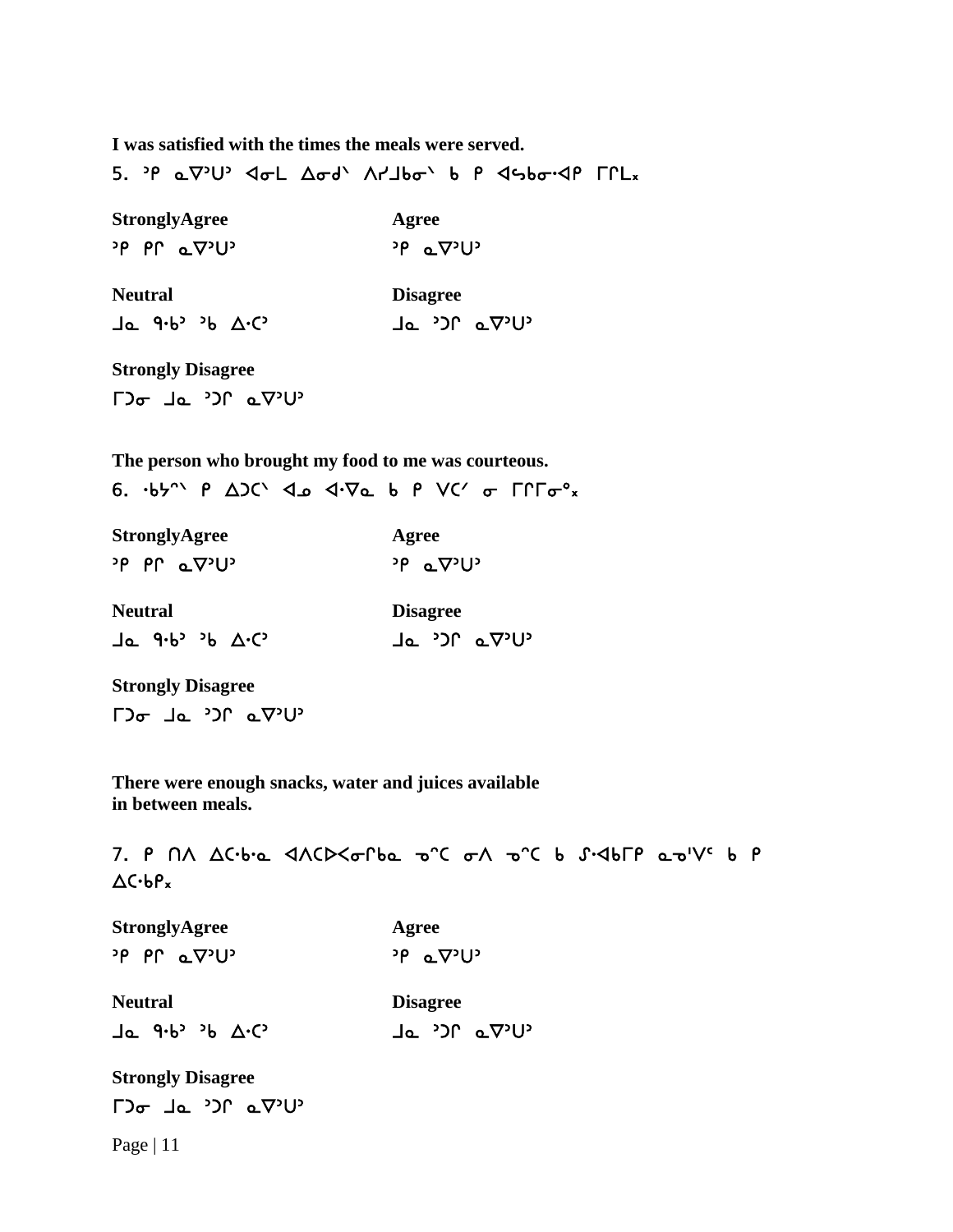**I was satisfied with the times the meals were served.**

5. ᐣᑭ ᓇᐁᐣᑌᐣ ᐊᓂᒪ ᐃᓂᑯᐠ ᐱᓯᒨᑲᓂᐠ ᑲ ᑭ ᐊᓭᑲᓂᐧᐊᑭ ᒥᑭᒪ᙮

**StronglyAgree**
ᐣᑭ ᑭᒋ ᓇᐁᐣᑌᐣ

**Agree**
ᐣᑭ ᓇᐁᐣᑌᐣ

**Neutral**
ᒧᓇ ᑫᐧᑲᐣ ᐣᑲ ᐃᐧᑕᐣ

**Disagree**
ᒧᓇ ᐣᑐᒋ ᓇᐁᐣᑌᐣ

**Strongly Disagree**
ᒥᑐᓂ ᒧᓇ ᐣᑐᒋ ᓇᐁᐣᑌᐣ

**The person who brought my food to me was courteous.**

6. ᐧᑲᔭᓐᐠ ᑭ ᐃᑐᑕᐠ ᐊᓄ ᐊᐧᐁᓇ ᑲ ᑭ ᐯᑕᐟ ᓂ ᒥᒋᒥᓂᐤ᙮

**StronglyAgree**
ᐣᑭ ᑭᒋ ᓇᐁᐣᑌᐣ

**Agree**
ᐣᑭ ᓇᐁᐣᑌᐣ

**Neutral**
ᒧᓇ ᑫᐧᑲᐣ ᐣᑲ ᐃᐧᑕᐣ

**Disagree**
ᒧᓇ ᐣᑐᒋ ᓇᐁᐣᑌᐣ

**Strongly Disagree**
ᒥᑐᓂ ᒧᓇ ᐣᑐᒋ ᓇᐁᐣᑌᐣ

**There were enough snacks, water and juices available in between meals.**

7. ᑭ ᑎᐱ ᐃᑕᐧᑲᐧᓇ ᐊᐱᑕᐅᐸᓂᒋᑲᓇ ᓀᓐᑕ ᓂᐱ ᓀᓐᑕ ᑲ ᔑᐧᐊᑲᒥᑭ ᓇᓀᑊᐯᐨ ᑲ ᑭ ᐃᑕᐧᑲᑭ᙮

**StronglyAgree**
ᐣᑭ ᑭᒋ ᓇᐁᐣᑌᐣ

**Agree**
ᐣᑭ ᓇᐁᐣᑌᐣ

**Neutral**
ᒧᓇ ᑫᐧᑲᐣ ᐣᑲ ᐃᐧᑕᐣ

**Disagree**
ᒧᓇ ᐣᑐᒋ ᓇᐁᐣᑌᐣ

**Strongly Disagree**
ᒥᑐᓂ ᒧᓇ ᐣᑐᒋ ᓇᐁᐣᑌᐣ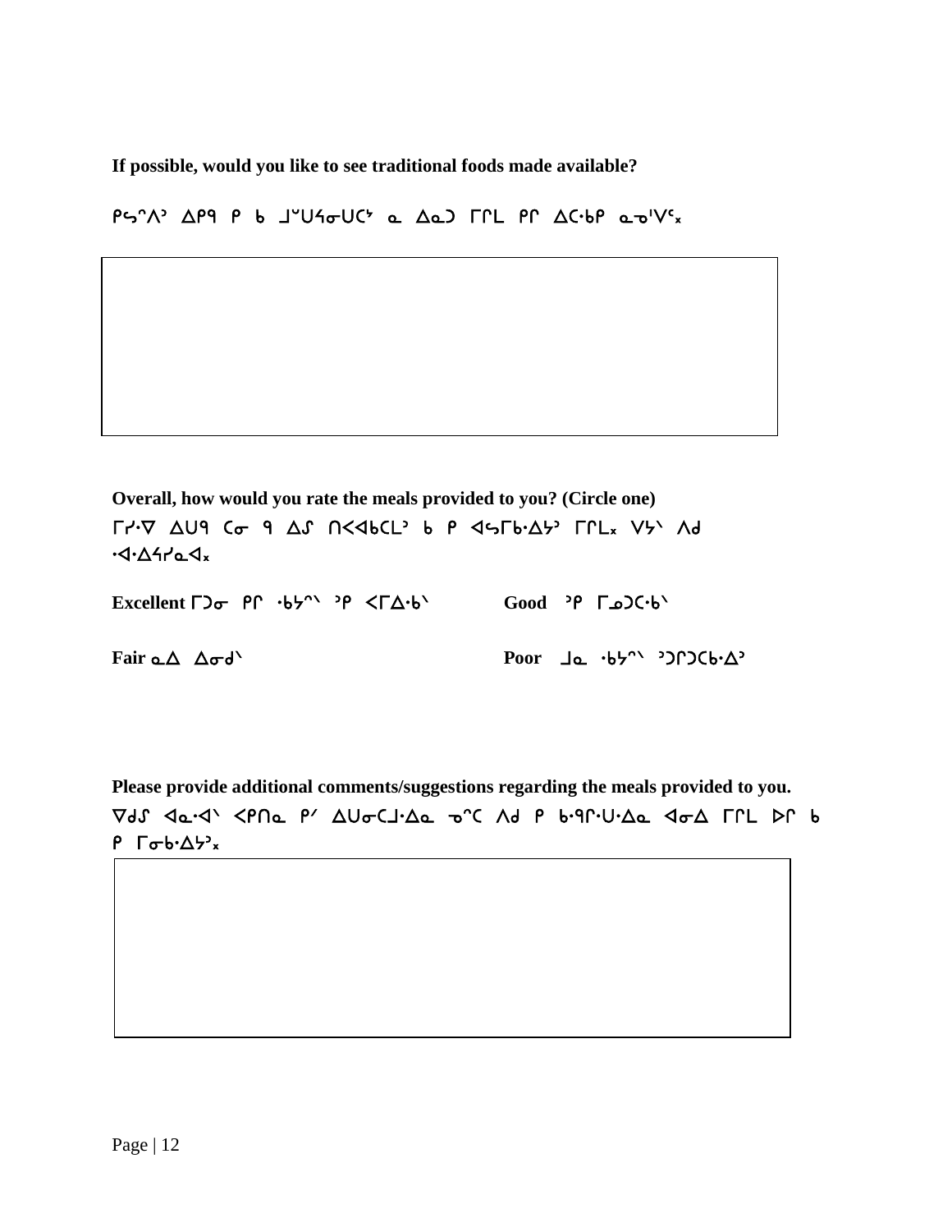**If possible, would you like to see traditional foods made available?**

ᑭᔕᐢᐱᐣ ᐃᑭᑫ ᑭ ᑲ ᒧᐡᑌᔦᓂᑌᑕᐩ ᓇ ᐃᓇᑐ ᒥᒋᒪ ᑭᒋ ᐃᑕᐧᑲᑭ ᓇᓀᑊᐯᐠ᙮

**Overall, how would you rate the meals provided to you? (Circle one)**

ᒥᓯᐁ ᐃᑌᑫ ᑕᓂ ᑫ ᐃᔑ ᑎᐸᐋᑲᑕᒪᐣ ᑲ ᑭ ᐊᔕᒥᑲᐧᐃᔮᐣ ᒥᒋᒪ᙮ ᐯᔮᐠ ᐱᑯ ᐧᐊᐧᐃᔦᓯᓇᐊ᙮

**Excellent** ᒥᑐᓂ ᑭᒋ ᐧᑲᔦᐢᐠ ᐣᑭ ᐸᒥᐃᐧᑲᐠ **Good** ᐣᑭ ᒥᓄᑐᑕᐧᑲᐠ

**Fair** ᓇᐃ ᐃᓂᑯᐠ **Poor** ᒧᓇ ᐧᑲᔦᐢᐠ ᐣᑐᒋᑐᑕᑲᐧᐃᐣ

**Please provide additional comments/suggestions regarding the meals provided to you.**

ᐁᑯᔑ ᐊᓇᐧᐊᐠ ᐸᑭᑎᓇ ᑭᐟ ᐃᑌᓂᑕᒧᐧᐃᓇ ᓀᐢᑕ ᐱᑯ ᑭ ᑲᐧᑫᒋᐧᑌᐧᐃᓇ ᐊᓂᐃ ᒥᒋᒪ ᐅᒋ ᑲ ᑭ ᒥᓂᑲᐧᐃᔮᐣ᙮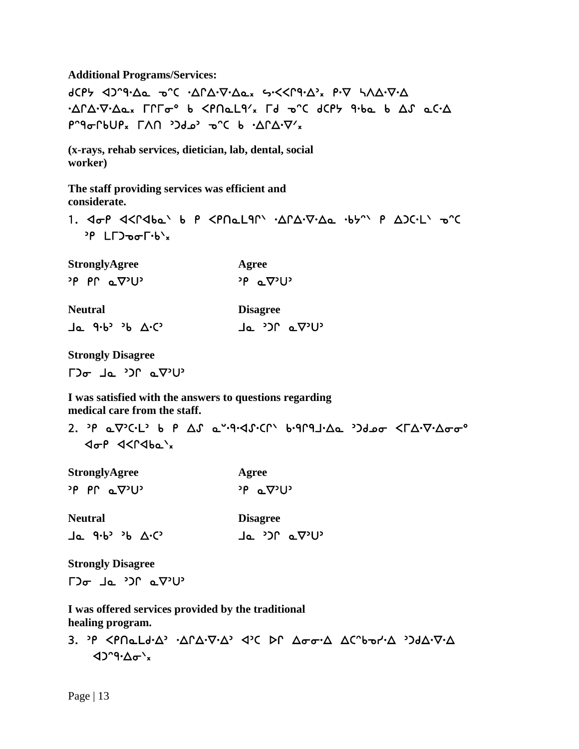**Additional Programs/Services:**

ᑯᑕᑭᔓ ᐊᑐᐦᑫᐎᓇ ᓀᐦᑕ ᐏᑭᐎᐌᐎᓇ᙮ ᓴᐸᐸᑭᑫᐎᐣ᙮ ᑮᐌ ᓵᐱᐎᐌᐎ ᐏᑭᐎᐌᐎᓇ᙮ ᒥᑭᒥᓂᐤ ᑲ ᐸᑭᑎᓇᒪᑫᐟ᙮ ᒥᑯ ᓀᐦᑕ ᑯᑕᑭᔓ ᑫᑳᓇ ᑲ ᐃᔑ ᓇᑕᐎ ᑮᐦᑫᓂᒋᑲᑌᑮ᙮ ᒥᐱᑎ ᐣᑐᑯᓄᐣ ᓀᐦᑕ ᑲ ᐏᑭᐎᐌᐟ᙮

**(x-rays, rehab services, dietician, lab, dental, social worker)**

**The staff providing services was efficient and considerate.**

1. ᐊᓂᑮ ᐊᐸᑭᐊᑲᓇᐠ ᑲ ᑮ ᐸᑭᑎᓇᒪᑫᒋᐠ ᐏᑭᐎᐌᐎᓇ ᐋᑲᔓᐦᐠ ᑮ ᐃᑐᑕᒪᐠ ᓀᐦᑕ ᐣᑮ ᒪᒥᑐᓀᓂᒥᐋᐠ᙮

| **StronglyAgree** | **Agree** |
|---|---|
| ᐣᑮ ᑮᑭ ᓇᐁᐣᑌᐣ | ᐣᑮ ᓇᐁᐣᑌᐣ |
| **Neutral** | **Disagree** |
| ᒍᓇ ᑫᑳᐣ ᐣᑲ ᐃᐧᑕᐣ | ᒍᓇ ᐣᑐᑭ ᓇᐁᐣᑌᐣ |
| **Strongly Disagree** | |
| ᒥᑐᓂ ᒍᓇ ᐣᑐᑭ ᓇᐁᐣᑌᐣ | |

**I was satisfied with the answers to questions regarding medical care from the staff.**

2. ᐣᑮ ᓇᐁᐣᑕᒪᐣ ᑲ ᑮ ᐃᔑ ᓇᐡᑫᐊᔑᑕᑭᐠ ᑳᑫᑭᑫᒧᐎᓇ ᐣᑐᑯᓄᓂ ᐸᒥᐎᐌᐎᓂᓂᐤ ᐊᓂᑮ ᐊᐸᑭᐊᑲᓇᐠ᙮

| **StronglyAgree** | **Agree** |
|---|---|
| ᐣᑮ ᑮᑭ ᓇᐁᐣᑌᐣ | ᐣᑮ ᓇᐁᐣᑌᐣ |
| **Neutral** | **Disagree** |
| ᒍᓇ ᑫᑳᐣ ᐣᑲ ᐃᐧᑕᐣ | ᒍᓇ ᐣᑐᑭ ᓇᐁᐣᑌᐣ |
| **Strongly Disagree** | |
| ᒥᑐᓂ ᒍᓇ ᐣᑐᑭ ᓇᐁᐣᑌᐣ | |

**I was offered services provided by the traditional healing program.**

3. ᐣᑮ ᐸᑭᑎᓇᒪᑯᐎᐣ ᐏᑭᐎᐌᐎᐣ ᐊᐣᑕ ᐅᑭ ᐃᓂᓂᐎ ᐃᑕᐦᑲᓀᔑᐎ ᐣᑐᑯᐎᐌᐎ ᐊᑐᐦᑫᐎᓂᐠ᙮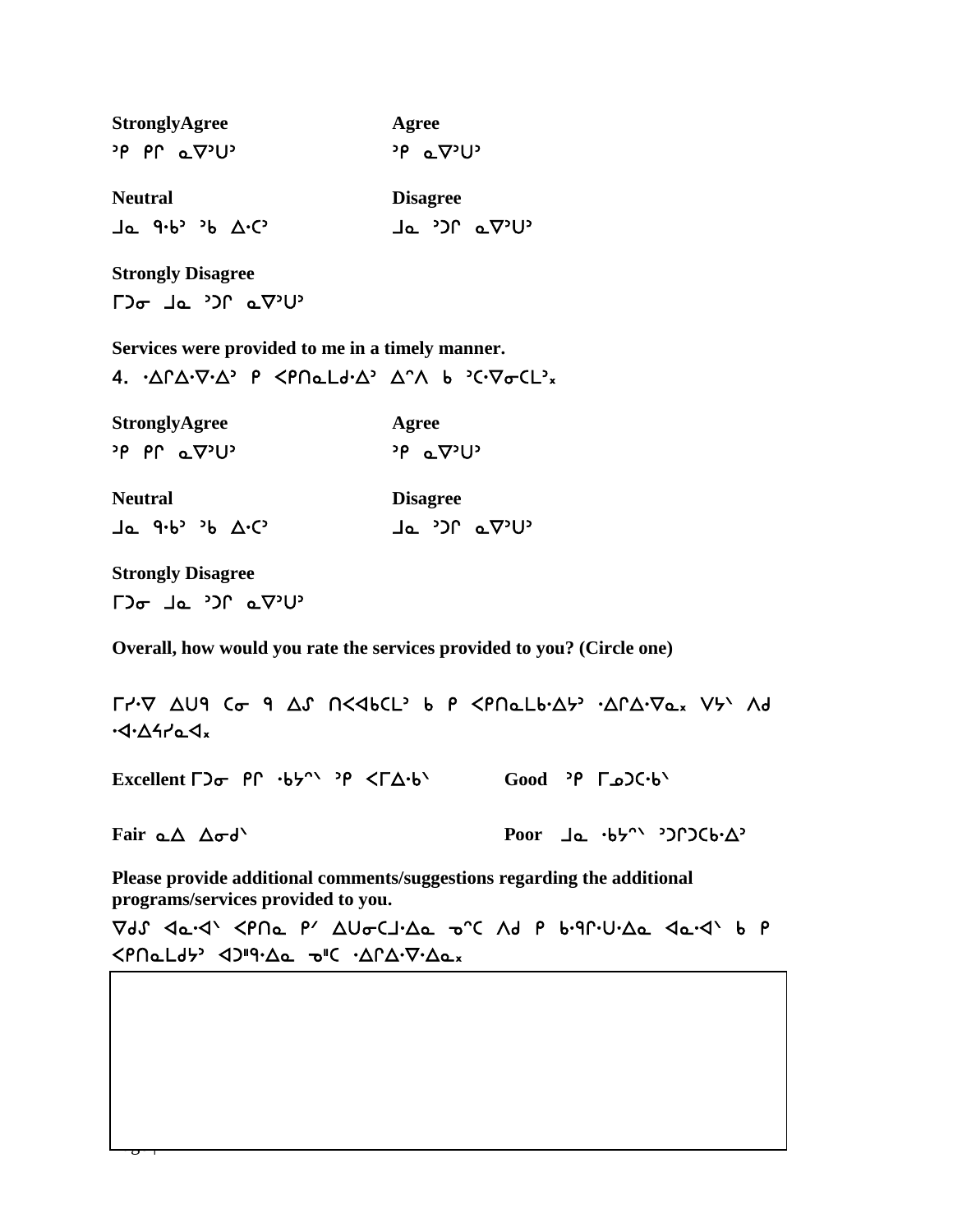**StronglyAgree** ᐣᑭ ᑭᑎ ᓇᐁᐣᑌᐣ

**Agree** ᐣᑭ ᓇᐁᐣᑌᐣ

**Neutral** ᒧᓇ ᑫᒐᐣ ᐣᑲ ᐃᐧᑕᐣ

**Disagree** ᒧᓇ ᐣᑐᑎ ᓇᐁᐣᑌᐣ

**Strongly Disagree** ᒥᑐᓂ ᒧᓇ ᐣᑐᑎ ᓇᐁᐣᑌᐣ

**Services were provided to me in a timely manner.**

4. ᐧᐃᑎᐃᐧᐁᐧᐃᐣ ᑭ ᐸᑭᑎᓇᒪᑯᐧᐃᐣ ᐃᐢᐱ ᑲ ᐣᑕᐧᐁᓂᑕᒪᐣ᙮

**StronglyAgree** ᐣᑭ ᑭᑎ ᓇᐁᐣᑌᐣ

**Agree** ᐣᑭ ᓇᐁᐣᑌᐣ

**Neutral** ᒧᓇ ᑫᒐᐣ ᐣᑲ ᐃᐧᑕᐣ

**Disagree** ᒧᓇ ᐣᑐᑎ ᓇᐁᐣᑌᐣ

**Strongly Disagree** ᒥᑐᓂ ᒧᓇ ᐣᑐᑎ ᓇᐁᐣᑌᐣ

**Overall, how would you rate the services provided to you? (Circle one)**

ᒥᓯᐧᐁ ᐃᑌᑫ ᑕᓂ ᑫ ᐃᔑ ᑎᐸᐊᑲᑕᒪᐣ ᑲ ᑭ ᐸᑭᑎᓇᒪᑲᐧᐃᔭᐣ ᐧᐃᑎᐃᐧᐁᓇ᙮ ᐯᔭᐠ ᐱᑯ ᐧᐊᐧᐃᔦᓯᓇᐊ᙮

**Excellent** ᒥᑐᓂ ᑭᑎ ᐧᑲᔭᐢᐠ ᐣᑭ ᐸᒥᐃᐧᑲᐠ **Good** ᐣᑭ ᒥᓄᑐᑕᐧᑲᐠ

**Fair** ᓇᐃ ᐃᓂᑯᐠ **Poor** ᒧᓇ ᐧᑲᔭᐢᐠ ᐣᑐᑎᑐᑕᑲᐧᐃᐣ

**Please provide additional comments/suggestions regarding the additional programs/services provided to you.**

ᐁᑯᔑ ᐊᓇᐧᐊᐠ ᐸᑭᑎᓇ ᑭᐟ ᐃᑌᓂᑕᒧᐧᐃᓇ ᓄᐢᑕ ᐱᑯ ᑭ ᑲᐧᑫᑎᐧᑌᐧᐃᓇ ᐊᓇᐧᐊᐠ ᑲ ᑭ ᐸᑭᑎᓇᒪᑯᔭᐣ ᐊᑐᐦᑫᐧᐃᓇ ᓄᐦᑕ ᐧᐃᑎᐃᐧᐁᐧᐃᓇ᙮

|   |
|---|
|   |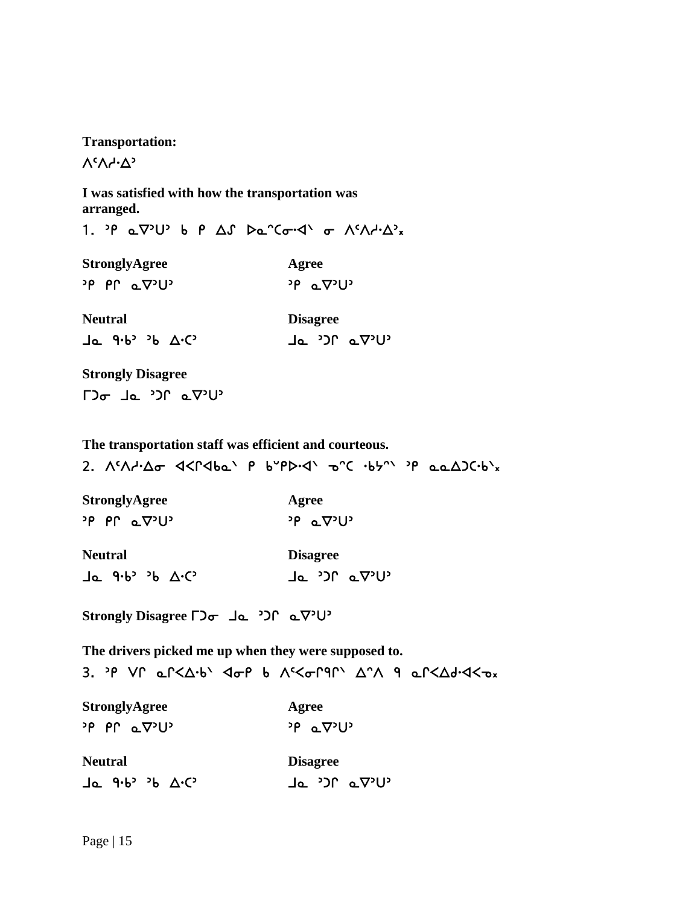**Transportation:**

ᐱᐢᐱᓱᐍᐤ

**I was satisfied with how the transportation was arranged.**

1. ᐤᑭ ᓇᐁᐤᑌᐤ ᑲ ᑭ ᐃᔑ ᐅᓇᐡᑕᓂᐗᐠ ᓂ ᐱᐢᐱᓱᐍᐤᕽ

**StronglyAgree**
ᐤᑭ ᑭᒋ ᓇᐁᐤᑌᐤ

**Agree**
ᐤᑭ ᓇᐁᐤᑌᐤ

**Neutral**
ᒧᓇ ᑫᐘᐤ ᐤᑲ ᐃᐧᑕᐤ

**Disagree**
ᒧᓇ ᐤᑐᒋ ᓇᐁᐤᑌᐤ

**Strongly Disagree**
ᒥᑐᓂ ᒧᓇ ᐤᑐᒋ ᓇᐁᐤᑌᐤ

**The transportation staff was efficient and courteous.**

2. ᐱᐢᐱᓱᐍᓂ ᐊᐸᒋᐊᑲᓇᐠ ᑭ ᑲᐡᑭᐅᐗᐠ ᓄᐡᑕ ᐘᔭᐡᐠ ᐤᑭ ᓇᓇᐃᑐᑕᐘᐠᕽ

**StronglyAgree**
ᐤᑭ ᑭᒋ ᓇᐁᐤᑌᐤ

**Agree**
ᐤᑭ ᓇᐁᐤᑌᐤ

**Neutral**
ᒧᓇ ᑫᐘᐤ ᐤᑲ ᐃᐧᑕᐤ

**Disagree**
ᒧᓇ ᐤᑐᒋ ᓇᐁᐤᑌᐤ

**Strongly Disagree** ᒥᑐᓂ ᒧᓇ ᐤᑐᒋ ᓇᐁᐤᑌᐤ

**The drivers picked me up when they were supposed to.**

3. ᐤᑭ ᐯᒋ ᓇᒋᐸᐃᐘᐠ ᐊᓂᑭ ᑲ ᐱᐢᐸᓂᒋᑫᒋᐠ ᐃᐡᐱ ᑫ ᓇᒋᐸᐃᑯᐗᐸᓄᕽ

**StronglyAgree**
ᐤᑭ ᑭᒋ ᓇᐁᐤᑌᐤ

**Agree**
ᐤᑭ ᓇᐁᐤᑌᐤ

**Neutral**
ᒧᓇ ᑫᐘᐤ ᐤᑲ ᐃᐧᑕᐤ

**Disagree**
ᒧᓇ ᐤᑐᒋ ᓇᐁᐤᑌᐤ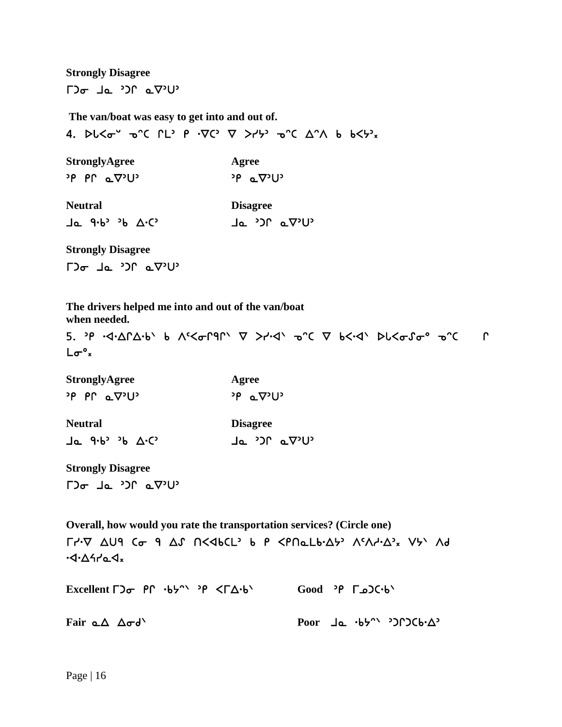**Strongly Disagree**

ᒥᑐᓂ ᒧᓇ ᐣᑐᒋ ᓇᐁᐣᑌᐣ

**The van/boat was easy to get into and out of.**

4. ᐅᒐᐸᓂᓫ ᓀᐦᑕ ᒋᒪᐣ ᑭ ᐌᑕᐣ ᐁ ᐳᓯᔦᐣ ᓀᐦᑕ ᐃᐦᐱ ᑲ ᑲᐸᔦᐣ᙮

**StronglyAgree**

ᐣᑭ ᑭᒋ ᓇᐁᐣᑌᐣ

**Agree**

ᐣᑭ ᓇᐁᐣᑌᐣ

**Neutral**

ᒧᓇ ᑫᑳᐣ ᐣᑲ ᐃᑖᐣ

**Disagree**

ᒧᓇ ᐣᑐᒋ ᓇᐁᐣᑌᐣ

**Strongly Disagree**

ᒥᑐᓂ ᒧᓇ ᐣᑐᒋ ᓇᐁᐣᑌᐣ

**The drivers helped me into and out of the van/boat when needed.**

5. ᐣᑭ ᐙᐎᒋᐏᑳᐠ ᑲ ᐱᐨᐸᓂᒋᑫᒋᐠ ᐁ ᐳᓰᐙᐠ ᓀᐦᑕ ᐁ ᑲᐸᐙᐠ ᐅᒐᐸᓂᔑᓂᐤ ᓀᐦᑕ ᒋ ᒪᓂᐤ᙮

**StronglyAgree**

ᐣᑭ ᑭᒋ ᓇᐁᐣᑌᐣ

**Agree**

ᐣᑭ ᓇᐁᐣᑌᐣ

**Neutral**

ᒧᓇ ᑫᑳᐣ ᐣᑲ ᐃᑖᐣ

**Disagree**

ᒧᓇ ᐣᑐᒋ ᓇᐁᐣᑌᐣ

**Strongly Disagree**

ᒥᑐᓂ ᒧᓇ ᐣᑐᒋ ᓇᐁᐣᑌᐣ

**Overall, how would you rate the transportation services? (Circle one)**

ᒥᓯᐌ ᐃᑌᑫ ᑕᓂ ᑫ ᐃᔑ ᑎᐸᐊᑲᑕᒪᐣ ᑲ ᑭ ᐸᑭᑎᓇᒪᑳᐎᔦᐣ ᐱᐢᐱᓱᐎᐣ᙮ ᐯᔦᐠ ᐱᑯ ᐙᐎᐦᓰᓇᐊ᙮

**Excellent** ᒥᑐᓂ ᑭᒋ ᐚᔦᐦᐠ ᐣᑭ ᐸᒥᐎᑳᐠ

**Good** ᐣᑭ ᒥᓅᑐᑖᐠ

**Fair** ᓇᐃ ᐃᓂᑯᐠ

**Poor** ᒧᓇ ᐚᔦᐦᐠ ᐣᑐᒋᑐᑲᐎᐣ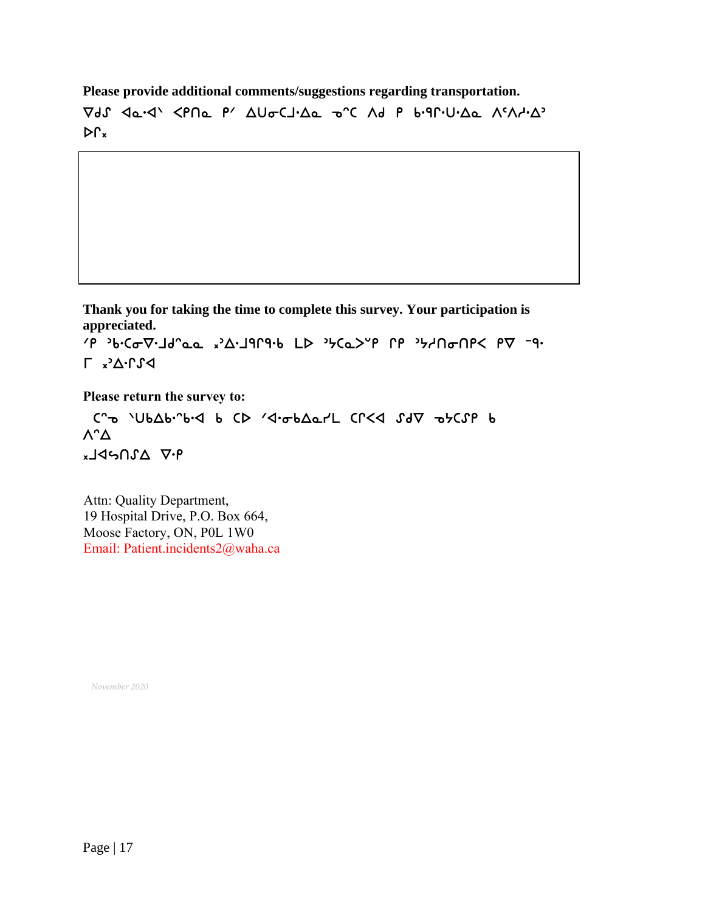**Please provide additional comments/suggestions regarding transportation.**

ᐁᑯᔑ ᐊᓇᐧᐊᐠ ᐸᑭᑎᓇ ᑭᐟ ᐃᑌᓂᑕᒧᐧᐃᓇ ᓀᐢᑕ ᐱᑯ ᑭ ᑲᐧᑫᒋᐧᑌᐧᐃᓇ ᐱᕽᐱᓱᐧᐃᐣ ᐅᒋᕽ

| |
|---|
| |

**Thank you for taking the time to complete this survey. Your participation is appreciated.**

ᐟᑭ ᐣᑲᐧᑕᓂᐁᐧᒧᑯᐢᓇᓇ ᕽᐣᐃᐧᒧᑫᒋᑫᐧᑲ ᒪᐅ ᐣᔭᑕᓇᐳᐤᑭ ᒋᑭ ᐣᔭᓱᑎᓂᑎᑭᐸ ᑭᐁ ᐨᑫᐧ ᒥ ᕽᐣᐃᐧᒋᔑᐊ

**Please return the survey to:**

ᑕᐢᓀ ᐠᑌᑲᐃᑲᐧᐢᑲᐧᐊ ᑲ ᑕᐅ ᐟᐊᐧᓂᑲᐃᓇᓯᒪ ᑕᒋᐸᐊ ᔑᑯᐁ ᓀᔭᑕᔑᑭ ᑲ ᐱᐢᐃ

ᕽᒧᐊᕋᑎᔑᐃ ᐁᐧᑭ

Attn: Quality Department,
19 Hospital Drive, P.O. Box 664,
Moose Factory, ON, P0L 1W0
Email: Patient.incidents2@waha.ca

*November 2020*